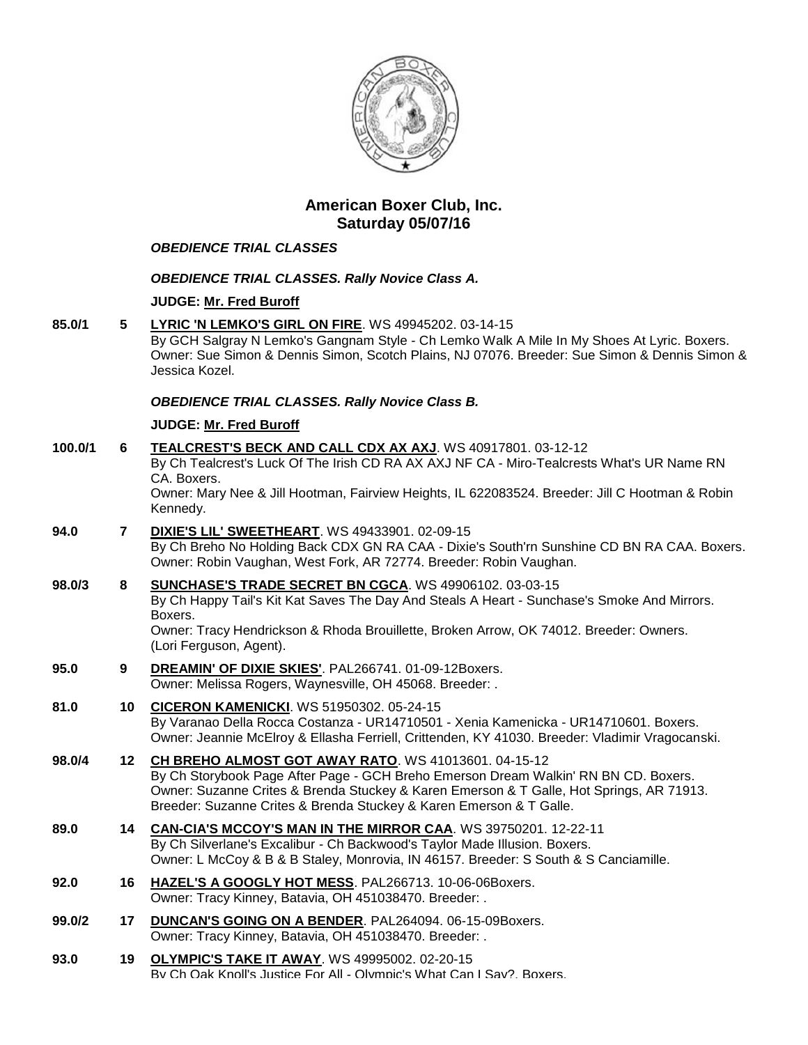# American Boxer Club, Inc.
## Saturday 05/07/16

***OBEDIENCE TRIAL CLASSES***

***OBEDIENCE TRIAL CLASSES. Rally Novice Class A.***

**JUDGE: Mr. Fred Buroff**

**85.0/1** **5** **LYRIC 'N LEMKO'S GIRL ON FIRE**. WS 49945202. 03-14-15
By GCH Salgray N Lemko's Gangnam Style - Ch Lemko Walk A Mile In My Shoes At Lyric. Boxers.
Owner: Sue Simon & Dennis Simon, Scotch Plains, NJ 07076. Breeder: Sue Simon & Dennis Simon & Jessica Kozel.

***OBEDIENCE TRIAL CLASSES. Rally Novice Class B.***

**JUDGE: Mr. Fred Buroff**

**100.0/1** **6** **TEALCREST'S BECK AND CALL CDX AX AXJ**. WS 40917801. 03-12-12
By Ch Tealcrest's Luck Of The Irish CD RA AX AXJ NF CA - Miro-Tealcrests What's UR Name RN CA. Boxers.
Owner: Mary Nee & Jill Hootman, Fairview Heights, IL 622083524. Breeder: Jill C Hootman & Robin Kennedy.

**94.0** **7** **DIXIE'S LIL' SWEETHEART**. WS 49433901. 02-09-15
By Ch Breho No Holding Back CDX GN RA CAA - Dixie's South'rn Sunshine CD BN RA CAA. Boxers.
Owner: Robin Vaughan, West Fork, AR 72774. Breeder: Robin Vaughan.

**98.0/3** **8** **SUNCHASE'S TRADE SECRET BN CGCA**. WS 49906102. 03-03-15
By Ch Happy Tail's Kit Kat Saves The Day And Steals A Heart - Sunchase's Smoke And Mirrors. Boxers.
Owner: Tracy Hendrickson & Rhoda Brouillette, Broken Arrow, OK 74012. Breeder: Owners.
(Lori Ferguson, Agent).

**95.0** **9** **DREAMIN' OF DIXIE SKIES'**. PAL266741. 01-09-12Boxers.
Owner: Melissa Rogers, Waynesville, OH 45068. Breeder: .

**81.0** **10** **CICERON KAMENICKI**. WS 51950302. 05-24-15
By Varanao Della Rocca Costanza - UR14710501 - Xenia Kamenicka - UR14710601. Boxers.
Owner: Jeannie McElroy & Ellasha Ferriell, Crittenden, KY 41030. Breeder: Vladimir Vragocanski.

**98.0/4** **12** **CH BREHO ALMOST GOT AWAY RATO**. WS 41013601. 04-15-12
By Ch Storybook Page After Page - GCH Breho Emerson Dream Walkin' RN BN CD. Boxers.
Owner: Suzanne Crites & Brenda Stuckey & Karen Emerson & T Galle, Hot Springs, AR 71913.
Breeder: Suzanne Crites & Brenda Stuckey & Karen Emerson & T Galle.

**89.0** **14** **CAN-CIA'S MCCOY'S MAN IN THE MIRROR CAA**. WS 39750201. 12-22-11
By Ch Silverlane's Excalibur - Ch Backwood's Taylor Made Illusion. Boxers.
Owner: L McCoy & B & B Staley, Monrovia, IN 46157. Breeder: S South & S Canciamille.

**92.0** **16** **HAZEL'S A GOOGLY HOT MESS**. PAL266713. 10-06-06Boxers.
Owner: Tracy Kinney, Batavia, OH 451038470. Breeder: .

**99.0/2** **17** **DUNCAN'S GOING ON A BENDER**. PAL264094. 06-15-09Boxers.
Owner: Tracy Kinney, Batavia, OH 451038470. Breeder: .

**93.0** **19** **OLYMPIC'S TAKE IT AWAY**. WS 49995002. 02-20-15
By Ch Oak Knoll's Justice For All - Olympic's What Can I Say?. Boxers.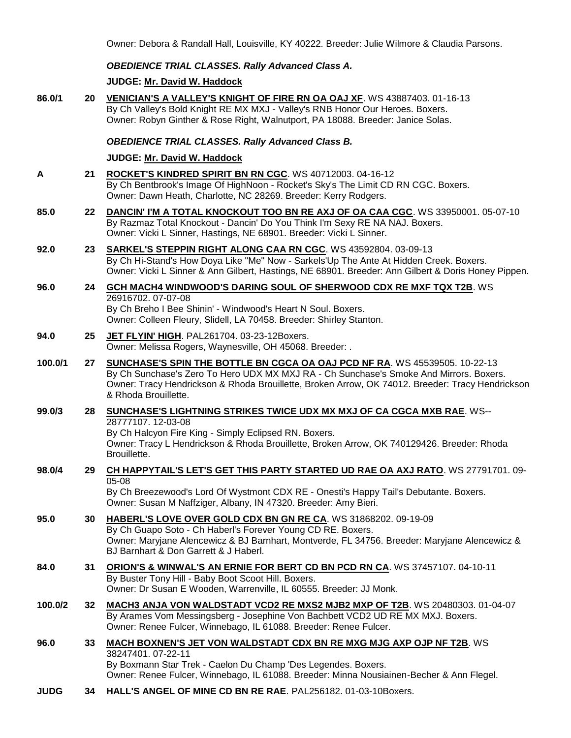Owner: Debora & Randall Hall, Louisville, KY 40222. Breeder: Julie Wilmore & Claudia Parsons.

***OBEDIENCE TRIAL CLASSES. Rally Advanced Class A.***

**JUDGE: Mr. David W. Haddock**

**86.0/1** **20** **VENICIAN'S A VALLEY'S KNIGHT OF FIRE RN OA OAJ XF**. WS 43887403. 01-16-13
By Ch Valley's Bold Knight RE MX MXJ - Valley's RNB Honor Our Heroes. Boxers.
Owner: Robyn Ginther & Rose Right, Walnutport, PA 18088. Breeder: Janice Solas.

***OBEDIENCE TRIAL CLASSES. Rally Advanced Class B.***

**JUDGE: Mr. David W. Haddock**

**A** **21** **ROCKET'S KINDRED SPIRIT BN RN CGC**. WS 40712003. 04-16-12
By Ch Bentbrook's Image Of HighNoon - Rocket's Sky's The Limit CD RN CGC. Boxers.
Owner: Dawn Heath, Charlotte, NC 28269. Breeder: Kerry Rodgers.

**85.0** **22** **DANCIN' I'M A TOTAL KNOCKOUT TOO BN RE AXJ OF OA CAA CGC**. WS 33950001. 05-07-10
By Razmaz Total Knockout - Dancin' Do You Think I'm Sexy RE NA NAJ. Boxers.
Owner: Vicki L Sinner, Hastings, NE 68901. Breeder: Vicki L Sinner.

**92.0** **23** **SARKEL'S STEPPIN RIGHT ALONG CAA RN CGC**. WS 43592804. 03-09-13
By Ch Hi-Stand's How Doya Like "Me" Now - Sarkels'Up The Ante At Hidden Creek. Boxers.
Owner: Vicki L Sinner & Ann Gilbert, Hastings, NE 68901. Breeder: Ann Gilbert & Doris Honey Pippen.

**96.0** **24** **GCH MACH4 WINDWOOD'S DARING SOUL OF SHERWOOD CDX RE MXF TQX T2B**. WS 26916702. 07-07-08
By Ch Breho I Bee Shinin' - Windwood's Heart N Soul. Boxers.
Owner: Colleen Fleury, Slidell, LA 70458. Breeder: Shirley Stanton.

**94.0** **25** **JET FLYIN' HIGH**. PAL261704. 03-23-12Boxers.
Owner: Melissa Rogers, Waynesville, OH 45068. Breeder: .

**100.0/1** **27** **SUNCHASE'S SPIN THE BOTTLE BN CGCA OA OAJ PCD NF RA**. WS 45539505. 10-22-13
By Ch Sunchase's Zero To Hero UDX MX MXJ RA - Ch Sunchase's Smoke And Mirrors. Boxers.
Owner: Tracy Hendrickson & Rhoda Brouillette, Broken Arrow, OK 74012. Breeder: Tracy Hendrickson & Rhoda Brouillette.

**99.0/3** **28** **SUNCHASE'S LIGHTNING STRIKES TWICE UDX MX MXJ OF CA CGCA MXB RAE**. WS--28777107. 12-03-08
By Ch Halcyon Fire King - Simply Eclipsed RN. Boxers.
Owner: Tracy L Hendrickson & Rhoda Brouillette, Broken Arrow, OK 740129426. Breeder: Rhoda Brouillette.

**98.0/4** **29** **CH HAPPYTAIL'S LET'S GET THIS PARTY STARTED UD RAE OA AXJ RATO**. WS 27791701. 09-05-08
By Ch Breezewood's Lord Of Wystmont CDX RE - Onesti's Happy Tail's Debutante. Boxers.
Owner: Susan M Naffziger, Albany, IN 47320. Breeder: Amy Bieri.

**95.0** **30** **HABERL'S LOVE OVER GOLD CDX BN GN RE CA**. WS 31868202. 09-19-09
By Ch Guapo Soto - Ch Haberl's Forever Young CD RE. Boxers.
Owner: Maryjane Alencewicz & BJ Barnhart, Montverde, FL 34756. Breeder: Maryjane Alencewicz & BJ Barnhart & Don Garrett & J Haberl.

**84.0** **31** **ORION'S & WINWAL'S AN ERNIE FOR BERT CD BN PCD RN CA**. WS 37457107. 04-10-11
By Buster Tony Hill - Baby Boot Scoot Hill. Boxers.
Owner: Dr Susan E Wooden, Warrenville, IL 60555. Breeder: JJ Monk.

**100.0/2** **32** **MACH3 ANJA VON WALDSTADT VCD2 RE MXS2 MJB2 MXP OF T2B**. WS 20480303. 01-04-07
By Arames Vom Messingsberg - Josephine Von Bachbett VCD2 UD RE MX MXJ. Boxers.
Owner: Renee Fulcer, Winnebago, IL 61088. Breeder: Renee Fulcer.

**96.0** **33** **MACH BOXNEN'S JET VON WALDSTADT CDX BN RE MXG MJG AXP OJP NF T2B**. WS 38247401. 07-22-11
By Boxmann Star Trek - Caelon Du Champ 'Des Legendes. Boxers.
Owner: Renee Fulcer, Winnebago, IL 61088. Breeder: Minna Nousiainen-Becher & Ann Flegel.

**JUDG** **34** **HALL'S ANGEL OF MINE CD BN RE RAE**. PAL256182. 01-03-10Boxers.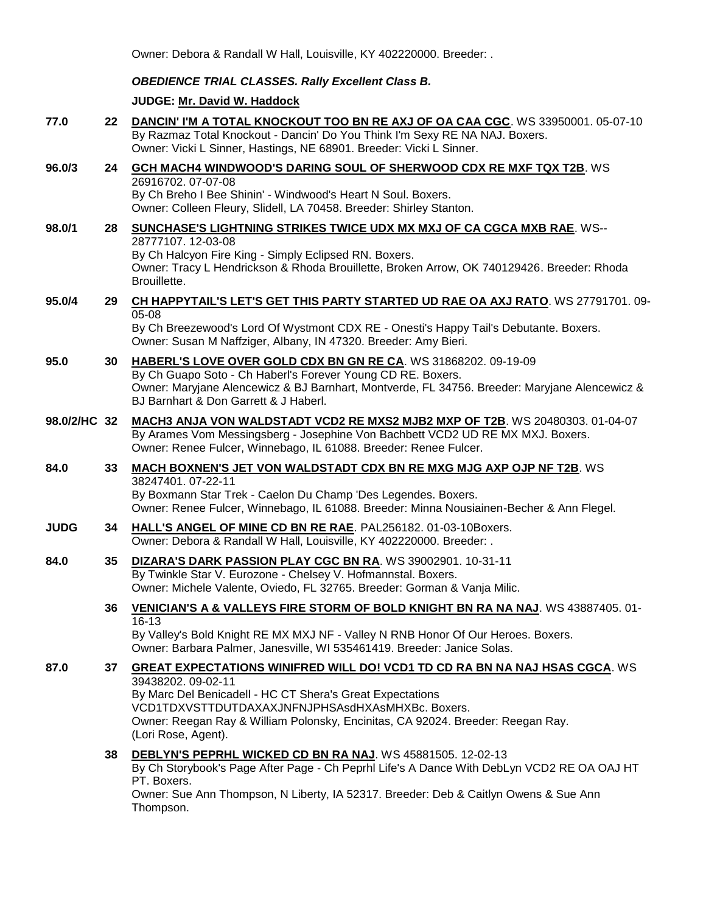Owner: Debora & Randall W Hall, Louisville, KY 402220000. Breeder: .

***OBEDIENCE TRIAL CLASSES. Rally Excellent Class B.***

**JUDGE: Mr. David W. Haddock**

**77.0** **22** **DANCIN' I'M A TOTAL KNOCKOUT TOO BN RE AXJ OF OA CAA CGC**. WS 33950001. 05-07-10
By Razmaz Total Knockout - Dancin' Do You Think I'm Sexy RE NA NAJ. Boxers.
Owner: Vicki L Sinner, Hastings, NE 68901. Breeder: Vicki L Sinner.

**96.0/3** **24** **GCH MACH4 WINDWOOD'S DARING SOUL OF SHERWOOD CDX RE MXF TQX T2B**. WS 26916702. 07-07-08
By Ch Breho I Bee Shinin' - Windwood's Heart N Soul. Boxers.
Owner: Colleen Fleury, Slidell, LA 70458. Breeder: Shirley Stanton.

**98.0/1** **28** **SUNCHASE'S LIGHTNING STRIKES TWICE UDX MX MXJ OF CA CGCA MXB RAE**. WS--28777107. 12-03-08
By Ch Halcyon Fire King - Simply Eclipsed RN. Boxers.
Owner: Tracy L Hendrickson & Rhoda Brouillette, Broken Arrow, OK 740129426. Breeder: Rhoda Brouillette.

**95.0/4** **29** **CH HAPPYTAIL'S LET'S GET THIS PARTY STARTED UD RAE OA AXJ RATO**. WS 27791701. 09-05-08
By Ch Breezewood's Lord Of Wystmont CDX RE - Onesti's Happy Tail's Debutante. Boxers.
Owner: Susan M Naffziger, Albany, IN 47320. Breeder: Amy Bieri.

**95.0** **30** **HABERL'S LOVE OVER GOLD CDX BN GN RE CA**. WS 31868202. 09-19-09
By Ch Guapo Soto - Ch Haberl's Forever Young CD RE. Boxers.
Owner: Maryjane Alencewicz & BJ Barnhart, Montverde, FL 34756. Breeder: Maryjane Alencewicz & BJ Barnhart & Don Garrett & J Haberl.

**98.0/2/HC** **32** **MACH3 ANJA VON WALDSTADT VCD2 RE MXS2 MJB2 MXP OF T2B**. WS 20480303. 01-04-07
By Arames Vom Messingsberg - Josephine Von Bachbett VCD2 UD RE MX MXJ. Boxers.
Owner: Renee Fulcer, Winnebago, IL 61088. Breeder: Renee Fulcer.

**84.0** **33** **MACH BOXNEN'S JET VON WALDSTADT CDX BN RE MXG MJG AXP OJP NF T2B**. WS 38247401. 07-22-11
By Boxmann Star Trek - Caelon Du Champ 'Des Legendes. Boxers.
Owner: Renee Fulcer, Winnebago, IL 61088. Breeder: Minna Nousiainen-Becher & Ann Flegel.

**JUDG** **34** **HALL'S ANGEL OF MINE CD BN RE RAE**. PAL256182. 01-03-10Boxers.
Owner: Debora & Randall W Hall, Louisville, KY 402220000. Breeder: .

**84.0** **35** **DIZARA'S DARK PASSION PLAY CGC BN RA**. WS 39002901. 10-31-11
By Twinkle Star V. Eurozone - Chelsey V. Hofmannstal. Boxers.
Owner: Michele Valente, Oviedo, FL 32765. Breeder: Gorman & Vanja Milic.

**36** **VENICIAN'S A & VALLEYS FIRE STORM OF BOLD KNIGHT BN RA NA NAJ**. WS 43887405. 01-16-13
By Valley's Bold Knight RE MX MXJ NF - Valley N RNB Honor Of Our Heroes. Boxers.
Owner: Barbara Palmer, Janesville, WI 535461419. Breeder: Janice Solas.

**87.0** **37** **GREAT EXPECTATIONS WINIFRED WILL DO! VCD1 TD CD RA BN NA NAJ HSAS CGCA**. WS 39438202. 09-02-11
By Marc Del Benicadell - HC CT Shera's Great Expectations VCD1TDXVSTTDUTDAXAXJNFNJPHSAsdHXAsMHXBc. Boxers.
Owner: Reegan Ray & William Polonsky, Encinitas, CA 92024. Breeder: Reegan Ray. (Lori Rose, Agent).

**38** **DEBLYN'S PEPRHL WICKED CD BN RA NAJ**. WS 45881505. 12-02-13
By Ch Storybook's Page After Page - Ch Peprhl Life's A Dance With DebLyn VCD2 RE OA OAJ HT PT. Boxers.
Owner: Sue Ann Thompson, N Liberty, IA 52317. Breeder: Deb & Caitlyn Owens & Sue Ann Thompson.